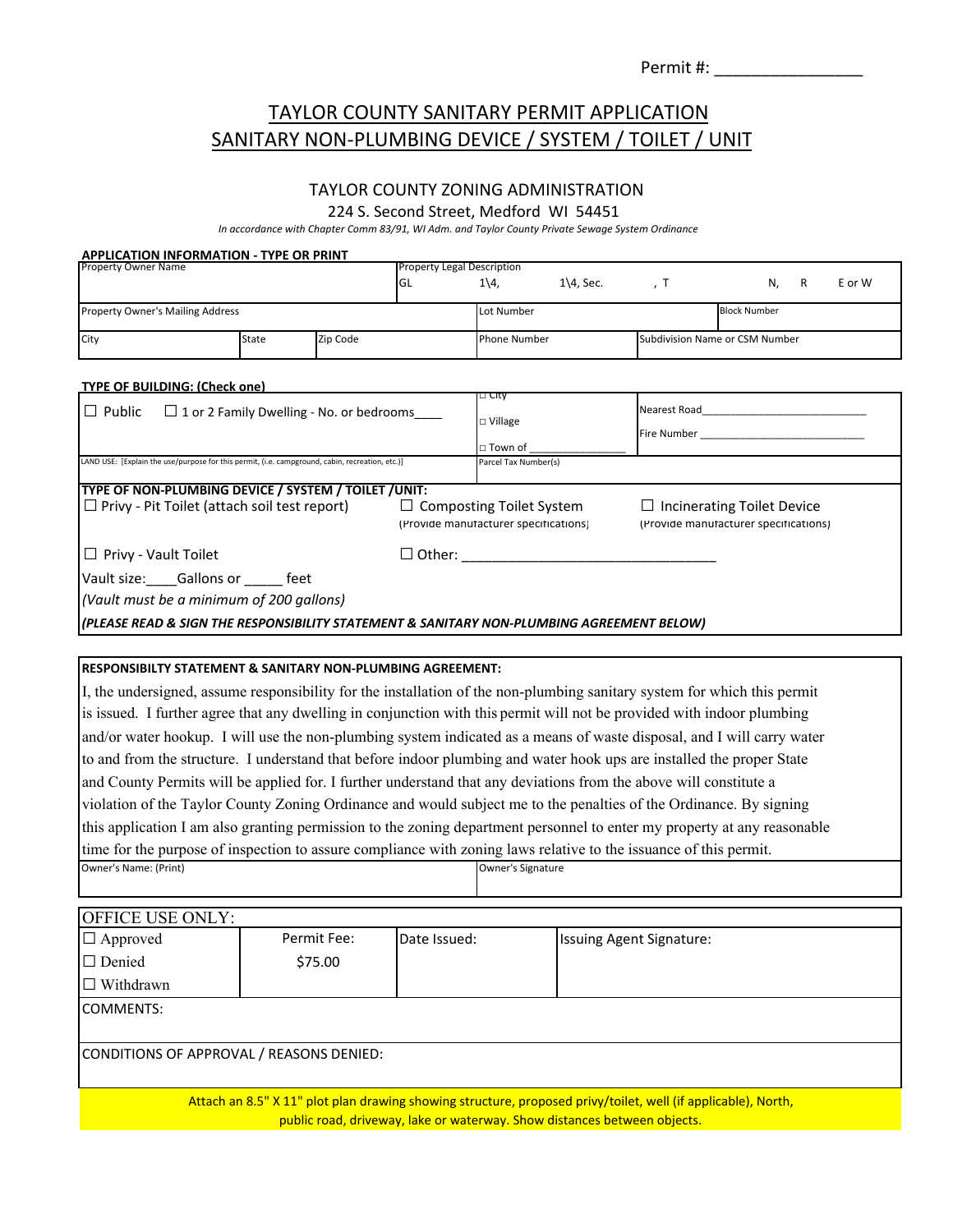Permit #: _______________

# TAYLOR COUNTY SANITARY PERMIT APPLICATION
# SANITARY NON-PLUMBING DEVICE / SYSTEM / TOILET / UNIT

## TAYLOR COUNTY ZONING ADMINISTRATION

224 S. Second Street, Medford WI 54451

*In accordance with Chapter Comm 83/91, WI Adm. and Taylor County Private Sewage System Ordinance*

**APPLICATION INFORMATION - TYPE OR PRINT**

| Property Owner Name | | | Property Legal Description: GL  1\4,  1\4, Sec.  , T  N, R  E or W | | |
|---|---|---|---|---|---|
| Property Owner's Mailing Address | | | Lot Number | | Block Number |
| City | State | Zip Code | Phone Number | Subdivision Name or CSM Number | |

**TYPE OF BUILDING: (Check one)**

| ☐ Public ☐ 1 or 2 Family Dwelling - No. or bedrooms____ | ☐ City<br>☐ Village<br>☐ Town of _______________ | Nearest Road___________________________<br>Fire Number ___________________________ |
|---|---|---|
| LAND USE: [Explain the use/purpose for this permit, (i.e. campground, cabin, recreation, etc.)] | Parcel Tax Number(s) | |

**TYPE OF NON-PLUMBING DEVICE / SYSTEM / TOILET /UNIT:**

☐ Privy - Pit Toilet (attach soil test report)

☐ Composting Toilet System (Provide manufacturer specifications)

☐ Incinerating Toilet Device (Provide manufacturer specifications)

☐ Privy - Vault Toilet

☐ Other: ___________________________________

Vault size:____Gallons or _____ feet

*(Vault must be a minimum of 200 gallons)*

***(PLEASE READ & SIGN THE RESPONSIBILITY STATEMENT & SANITARY NON-PLUMBING AGREEMENT BELOW)***

**RESPONSIBILTY STATEMENT & SANITARY NON-PLUMBING AGREEMENT:**

I, the undersigned, assume responsibility for the installation of the non-plumbing sanitary system for which this permit is issued. I further agree that any dwelling in conjunction with this permit will not be provided with indoor plumbing and/or water hookup. I will use the non-plumbing system indicated as a means of waste disposal, and I will carry water to and from the structure. I understand that before indoor plumbing and water hook ups are installed the proper State and County Permits will be applied for. I further understand that any deviations from the above will constitute a violation of the Taylor County Zoning Ordinance and would subject me to the penalties of the Ordinance. By signing this application I am also granting permission to the zoning department personnel to enter my property at any reasonable time for the purpose of inspection to assure compliance with zoning laws relative to the issuance of this permit.

| Owner's Name: (Print) | Owner's Signature |
|---|---|
| | |

| OFFICE USE ONLY: | | | |
|---|---|---|---|
| ☐ Approved<br>☐ Denied<br>☐ Withdrawn | Permit Fee:<br>$75.00 | Date Issued: | Issuing Agent Signature: |
| COMMENTS: | | | |
| CONDITIONS OF APPROVAL / REASONS DENIED: | | | |

Attach an 8.5" X 11" plot plan drawing showing structure, proposed privy/toilet, well (if applicable), North, public road, driveway, lake or waterway. Show distances between objects.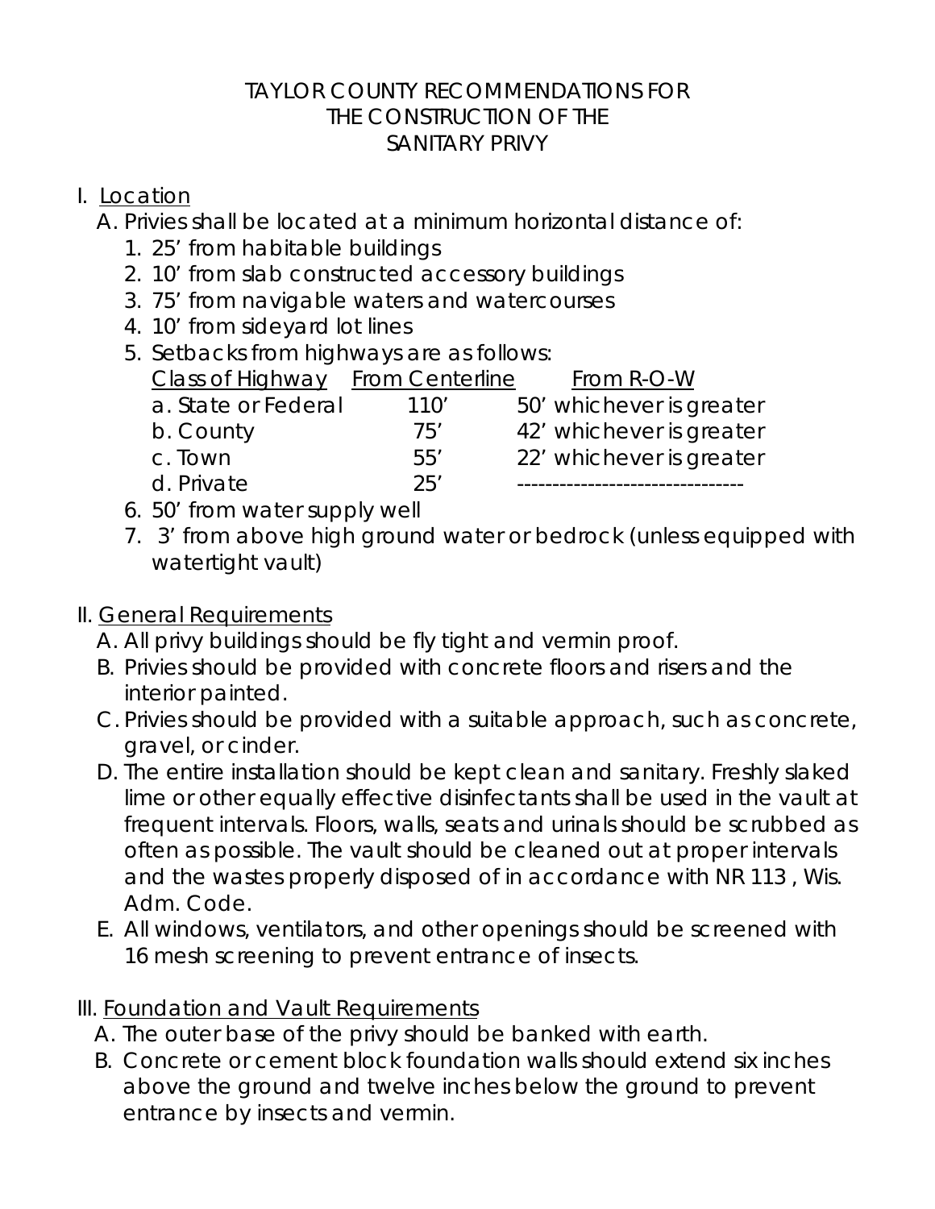# TAYLOR COUNTY RECOMMENDATIONS FOR THE CONSTRUCTION OF THE SANITARY PRIVY

I. <u>Location</u>

A. Privies shall be located at a minimum horizontal distance of:

1. 25' from habitable buildings
2. 10' from slab constructed accessory buildings
3. 75' from navigable waters and watercourses
4. 10' from sideyard lot lines
5. Setbacks from highways are as follows:

| Class of Highway | From Centerline | From R-O-W |
|---|---|---|
| a. State or Federal | 110' | 50' whichever is greater |
| b. County | 75' | 42' whichever is greater |
| c. Town | 55' | 22' whichever is greater |
| d. Private | 25' | -------------------------------- |

6. 50' from water supply well
7. 3' from above high ground water or bedrock (unless equipped with watertight vault)

II. <u>General Requirements</u>

A. All privy buildings should be fly tight and vermin proof.

B. Privies should be provided with concrete floors and risers and the interior painted.

C. Privies should be provided with a suitable approach, such as concrete, gravel, or cinder.

D. The entire installation should be kept clean and sanitary. Freshly slaked lime or other equally effective disinfectants shall be used in the vault at frequent intervals. Floors, walls, seats and urinals should be scrubbed as often as possible. The vault should be cleaned out at proper intervals and the wastes properly disposed of in accordance with NR 113 , Wis. Adm. Code.

E. All windows, ventilators, and other openings should be screened with 16 mesh screening to prevent entrance of insects.

III. <u>Foundation and Vault Requirements</u>

A. The outer base of the privy should be banked with earth.

B. Concrete or cement block foundation walls should extend six inches above the ground and twelve inches below the ground to prevent entrance by insects and vermin.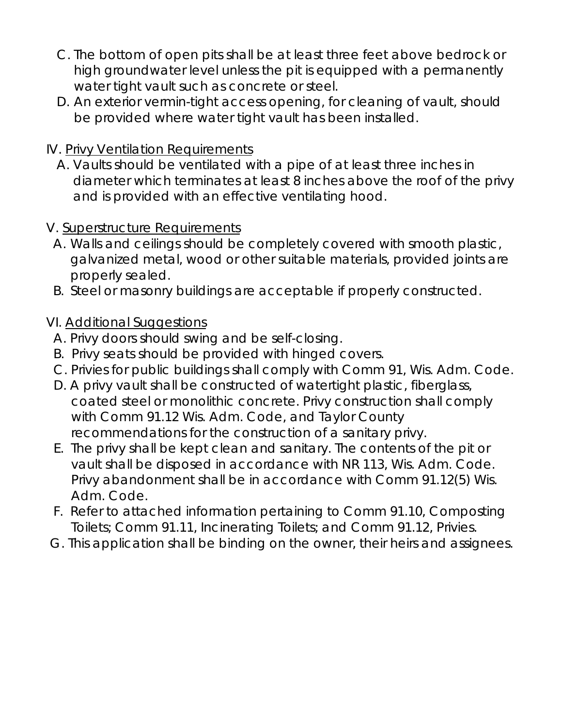C. The bottom of open pits shall be at least three feet above bedrock or high groundwater level unless the pit is equipped with a permanently water tight vault such as concrete or steel.

D. An exterior vermin-tight access opening, for cleaning of vault, should be provided where water tight vault has been installed.

IV. <u>Privy Ventilation Requirements</u>

A. Vaults should be ventilated with a pipe of at least three inches in diameter which terminates at least 8 inches above the roof of the privy and is provided with an effective ventilating hood.

V. <u>Superstructure Requirements</u>

A. Walls and ceilings should be completely covered with smooth plastic, galvanized metal, wood or other suitable materials, provided joints are properly sealed.

B. Steel or masonry buildings are acceptable if properly constructed.

VI. <u>Additional Suggestions</u>

A. Privy doors should swing and be self-closing.

B. Privy seats should be provided with hinged covers.

C. Privies for public buildings shall comply with Comm 91, Wis. Adm. Code.

D. A privy vault shall be constructed of watertight plastic, fiberglass, coated steel or monolithic concrete. Privy construction shall comply with Comm 91.12 Wis. Adm. Code, and Taylor County recommendations for the construction of a sanitary privy.

E. The privy shall be kept clean and sanitary. The contents of the pit or vault shall be disposed in accordance with NR 113, Wis. Adm. Code. Privy abandonment shall be in accordance with Comm 91.12(5) Wis. Adm. Code.

F. Refer to attached information pertaining to Comm 91.10, Composting Toilets; Comm 91.11, Incinerating Toilets; and Comm 91.12, Privies.

G. This application shall be binding on the owner, their heirs and assignees.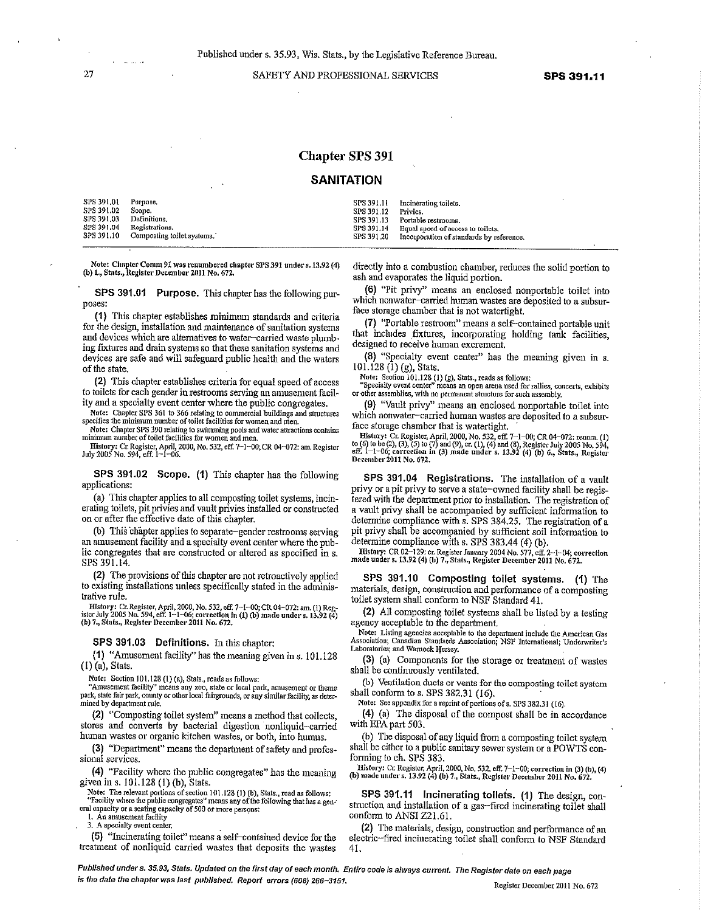# Chapter SPS 391

## SANITATION

| | | | |
|---|---|---|---|
| SPS 391.01 | Purpose. | SPS 391.11 | Incinerating toilets. |
| SPS 391.02 | Scope. | SPS 391.12 | Privies. |
| SPS 391.03 | Definitions. | SPS 391.13 | Portable restrooms. |
| SPS 391.04 | Registrations. | SPS 391.14 | Equal speed of access to toilets. |
| SPS 391.10 | Composting toilet systems. | SPS 391.20 | Incorporation of standards by reference. |

**Note:** Chapter Comm 91 was renumbered chapter SPS 391 under s. 13.92 (4) (b) 1., Stats., Register December 2011 No. 672.

**SPS 391.01 Purpose.** This chapter has the following purposes:

**(1)** This chapter establishes minimum standards and criteria for the design, installation and maintenance of sanitation systems and devices which are alternatives to water–carried waste plumbing fixtures and drain systems so that these sanitation systems and devices are safe and will safeguard public health and the waters of the state.

**(2)** This chapter establishes criteria for equal speed of access to toilets for each gender in restrooms serving an amusement facility and a specialty event center where the public congregates.

Note: Chapter SPS 361 to 366 relating to commercial buildings and structures specifies the minimum number of toilet facilities for women and men.

Note: Chapter SPS 390 relating to swimming pools and water attractions contains minimum number of toilet facilities for women and men.

History: Cr. Register, April, 2000, No. 532, eff. 7–1–00; CR 04–072: am. Register July 2005 No. 594, eff. 1–1–06.

**SPS 391.02 Scope. (1)** This chapter has the following applications:

(a) This chapter applies to all composting toilet systems, incinerating toilets, pit privies and vault privies installed or constructed on or after the effective date of this chapter.

(b) This chapter applies to separate–gender restrooms serving an amusement facility and a specialty event center where the public congregates that are constructed or altered as specified in s. SPS 391.14.

**(2)** The provisions of this chapter are not retroactively applied to existing installations unless specifically stated in the administrative rule.

History: Cr. Register, April, 2000, No. 532, eff. 7–1–00; CR 04–072: am. (1) Register July 2005 No. 594, eff. 1–1–06; correction in (1) (b) made under s. 13.92 (4) (b) 7., Stats., Register December 2011 No. 672.

**SPS 391.03 Definitions.** In this chapter:

**(1)** "Amusement facility" has the meaning given in s. 101.128 (1) (a), Stats.

Note: Section 101.128 (1) (a), Stats., reads as follows:
"Amusement facility" means any zoo, state or local park, amusement or theme park, state fair park, county or other local fairgrounds, or any similar facility, as determined by department rule.

**(2)** "Composting toilet system" means a method that collects, stores and converts by bacterial digestion nonliquid–carried human wastes or organic kitchen wastes, or both, into humus.

**(3)** "Department" means the department of safety and professional services.

**(4)** "Facility where the public congregates" has the meaning given in s. 101.128 (1) (b), Stats.

Note: The relevant portions of section 101.128 (1) (b), Stats., read as follows:
"Facility where the public congregates" means any of the following that has a general capacity or a seating capacity of 500 or more persons:
1. An amusement facility
3. A specialty event center.

**(5)** "Incinerating toilet" means a self–contained device for the treatment of nonliquid carried wastes that deposits the wastes directly into a combustion chamber, reduces the solid portion to ash and evaporates the liquid portion.

**(6)** "Pit privy" means an enclosed nonportable toilet into which nonwater–carried human wastes are deposited to a subsurface storage chamber that is not watertight.

**(7)** "Portable restroom" means a self–contained portable unit that includes fixtures, incorporating holding tank facilities, designed to receive human excrement.

**(8)** "Specialty event center" has the meaning given in s. 101.128 (1) (g), Stats.

Note: Section 101.128 (1) (g), Stats., reads as follows:
"Specialty event center" means an open arena used for rallies, concerts, exhibits or other assemblies, with no permanent structure for such assembly.

**(9)** "Vault privy" means an enclosed nonportable toilet into which nonwater–carried human wastes are deposited to a subsurface storage chamber that is watertight.

History: Cr. Register, April, 2000, No. 532, eff. 7–1–00; CR 04–072: renum. (1) to (6) to be (2), (3), (5) to (7) and (9), cr. (1), (4) and (8), Register July 2005 No. 594, eff. 1–1–06; correction in (3) made under s. 13.92 (4) (b) 6., Stats., Register December 2011 No. 672.

**SPS 391.04 Registrations.** The installation of a vault privy or a pit privy to serve a state–owned facility shall be registered with the department prior to installation. The registration of a vault privy shall be accompanied by sufficient information to determine compliance with s. SPS 384.25. The registration of a pit privy shall be accompanied by sufficient soil information to determine compliance with s. SPS 383.44 (4) (b).

History: CR 02–129: cr. Register January 2004 No. 577, eff. 2–1–04; correction made under s. 13.92 (4) (b) 7., Stats., Register December 2011 No. 672.

**SPS 391.10 Composting toilet systems. (1)** The materials, design, construction and performance of a composting toilet system shall conform to NSF Standard 41.

**(2)** All composting toilet systems shall be listed by a testing agency acceptable to the department.

Note: Listing agencies acceptable to the department include the American Gas Association; Canadian Standards Association; NSF International; Underwriter's Laboratories; and Warnock Hersey.

**(3)** (a) Components for the storage or treatment of wastes shall be continuously ventilated.

(b) Ventilation ducts or vents for the composting toilet system shall conform to s. SPS 382.31 (16).

Note: See appendix for a reprint of portions of s. SPS 382.31 (16).

**(4)** (a) The disposal of the compost shall be in accordance with EPA part 503.

(b) The disposal of any liquid from a composting toilet system shall be either to a public sanitary sewer system or a POWTS conforming to ch. SPS 383.

History: Cr. Register, April, 2000, No. 532, eff. 7–1–00; correction in (3) (b), (4) (b) made under s. 13.92 (4) (b) 7., Stats., Register December 2011 No. 672.

**SPS 391.11 Incinerating toilets. (1)** The design, construction and installation of a gas–fired incinerating toilet shall conform to ANSI Z21.61.

**(2)** The materials, design, construction and performance of an electric–fired incinerating toilet shall conform to NSF Standard 41.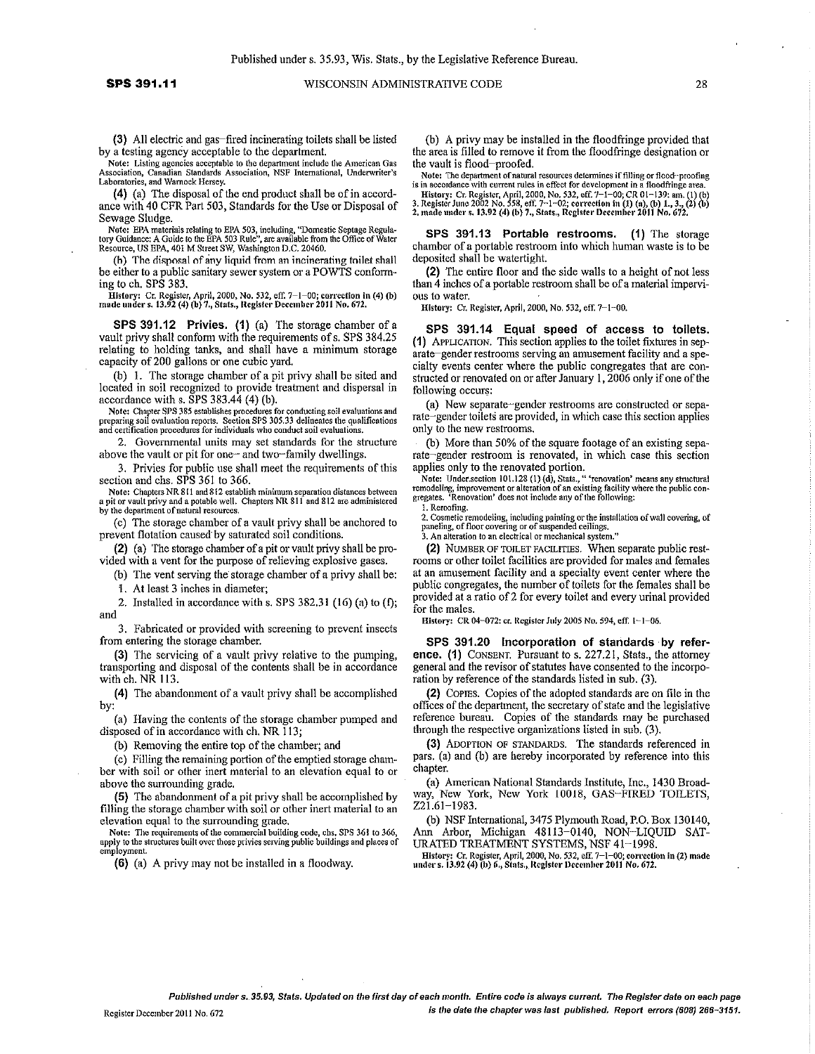(3) All electric and gas–fired incinerating toilets shall be listed by a testing agency acceptable to the department.

Note: Listing agencies acceptable to the department include the American Gas Association, Canadian Standards Association, NSF International, Underwriter's Laboratories, and Warnock Hersey.

(4) (a) The disposal of the end product shall be of in accordance with 40 CFR Part 503, Standards for the Use or Disposal of Sewage Sludge.

Note: EPA materials relating to EPA 503, including, "Domestic Septage Regulatory Guidance: A Guide to the EPA 503 Rule", are available from the Office of Water Resource, US EPA, 401 M Street SW, Washington D.C. 20460.

(b) The disposal of any liquid from an incinerating toilet shall be either to a public sanitary sewer system or a POWTS conforming to ch. SPS 383.

History: Cr. Register, April, 2000, No. 532, eff. 7–1–00; correction in (4) (b) made under s. 13.92 (4) (b) 7., Stats., Register December 2011 No. 672.

**SPS 391.12 Privies.** (1) (a) The storage chamber of a vault privy shall conform with the requirements of s. SPS 384.25 relating to holding tanks, and shall have a minimum storage capacity of 200 gallons or one cubic yard.

(b) 1. The storage chamber of a pit privy shall be sited and located in soil recognized to provide treatment and dispersal in accordance with s. SPS 383.44 (4) (b).

Note: Chapter SPS 385 establishes procedures for conducting soil evaluations and preparing soil evaluation reports. Section SPS 305.33 delineates the qualifications and certification procedures for individuals who conduct soil evaluations.

2. Governmental units may set standards for the structure above the vault or pit for one– and two–family dwellings.

3. Privies for public use shall meet the requirements of this section and chs. SPS 361 to 366.

Note: Chapters NR 811 and 812 establish minimum separation distances between a pit or vault privy and a potable well. Chapters NR 811 and 812 are administered by the department of natural resources.

(c) The storage chamber of a vault privy shall be anchored to prevent flotation caused by saturated soil conditions.

(2) (a) The storage chamber of a pit or vault privy shall be provided with a vent for the purpose of relieving explosive gases.

(b) The vent serving the storage chamber of a privy shall be:

1. At least 3 inches in diameter;

2. Installed in accordance with s. SPS 382.31 (16) (a) to (f); and

3. Fabricated or provided with screening to prevent insects from entering the storage chamber.

(3) The servicing of a vault privy relative to the pumping, transporting and disposal of the contents shall be in accordance with ch. NR 113.

(4) The abandonment of a vault privy shall be accomplished by:

(a) Having the contents of the storage chamber pumped and disposed of in accordance with ch. NR 113;

(b) Removing the entire top of the chamber; and

(c) Filling the remaining portion of the emptied storage chamber with soil or other inert material to an elevation equal to or above the surrounding grade.

(5) The abandonment of a pit privy shall be accomplished by filling the storage chamber with soil or other inert material to an elevation equal to the surrounding grade.

Note: The requirements of the commercial building code, chs. SPS 361 to 366, apply to the structures built over those privies serving public buildings and places of employment.

(6) (a) A privy may not be installed in a floodway.

(b) A privy may be installed in the floodfringe provided that the area is filled to remove it from the floodfringe designation or the vault is flood–proofed.

Note: The department of natural resources determines if filling or flood–proofing is in accordance with current rules in effect for development in a floodfringe area.

History: Cr. Register, April, 2000, No. 532, eff. 7–1–00; CR 01–139: am. (1) (b) 3. Register June 2002 No. 558, eff. 7–1–02; correction in (1) (a), (b) 1., 3., (2) (b) 2. made under s. 13.92 (4) (b) 7., Stats., Register December 2011 No. 672.

**SPS 391.13 Portable restrooms.** (1) The storage chamber of a portable restroom into which human waste is to be deposited shall be watertight.

(2) The entire floor and the side walls to a height of not less than 4 inches of a portable restroom shall be of a material impervious to water.

History: Cr. Register, April, 2000, No. 532, eff. 7–1–00.

**SPS 391.14 Equal speed of access to toilets.** (1) APPLICATION. This section applies to the toilet fixtures in separate–gender restrooms serving an amusement facility and a specialty events center where the public congregates that are constructed or renovated on or after January 1, 2006 only if one of the following occurs:

(a) New separate–gender restrooms are constructed or separate–gender toilets are provided, in which case this section applies only to the new restrooms.

(b) More than 50% of the square footage of an existing separate–gender restroom is renovated, in which case this section applies only to the renovated portion.

Note: Under section 101.128 (1) (d), Stats., " 'renovation' means any structural remodeling, improvement or alteration of an existing facility where the public congregates. 'Renovation' does not include any of the following:
1. Reroofing.
2. Cosmetic remodeling, including painting or the installation of wall covering, of paneling, of floor covering or of suspended ceilings.
3. An alteration to an electrical or mechanical system."

(2) NUMBER OF TOILET FACILITIES. When separate public restrooms or other toilet facilities are provided for males and females at an amusement facility and a specialty event center where the public congregates, the number of toilets for the females shall be provided at a ratio of 2 for every toilet and every urinal provided for the males.

History: CR 04–072: cr. Register July 2005 No. 594, eff. 1–1–06.

**SPS 391.20 Incorporation of standards by reference.** (1) CONSENT. Pursuant to s. 227.21, Stats., the attorney general and the revisor of statutes have consented to the incorporation by reference of the standards listed in sub. (3).

(2) COPIES. Copies of the adopted standards are on file in the offices of the department, the secretary of state and the legislative reference bureau. Copies of the standards may be purchased through the respective organizations listed in sub. (3).

(3) ADOPTION OF STANDARDS. The standards referenced in pars. (a) and (b) are hereby incorporated by reference into this chapter.

(a) American National Standards Institute, Inc., 1430 Broadway, New York, New York 10018, GAS–FIRED TOILETS, Z21.61–1983.

(b) NSF International, 3475 Plymouth Road, P.O. Box 130140, Ann Arbor, Michigan 48113–0140, NON–LIQUID SATURATED TREATMENT SYSTEMS, NSF 41–1998.

History: Cr. Register, April, 2000, No. 532, eff. 7–1–00; correction in (2) made under s. 13.92 (4) (b) 6., Stats., Register December 2011 No. 672.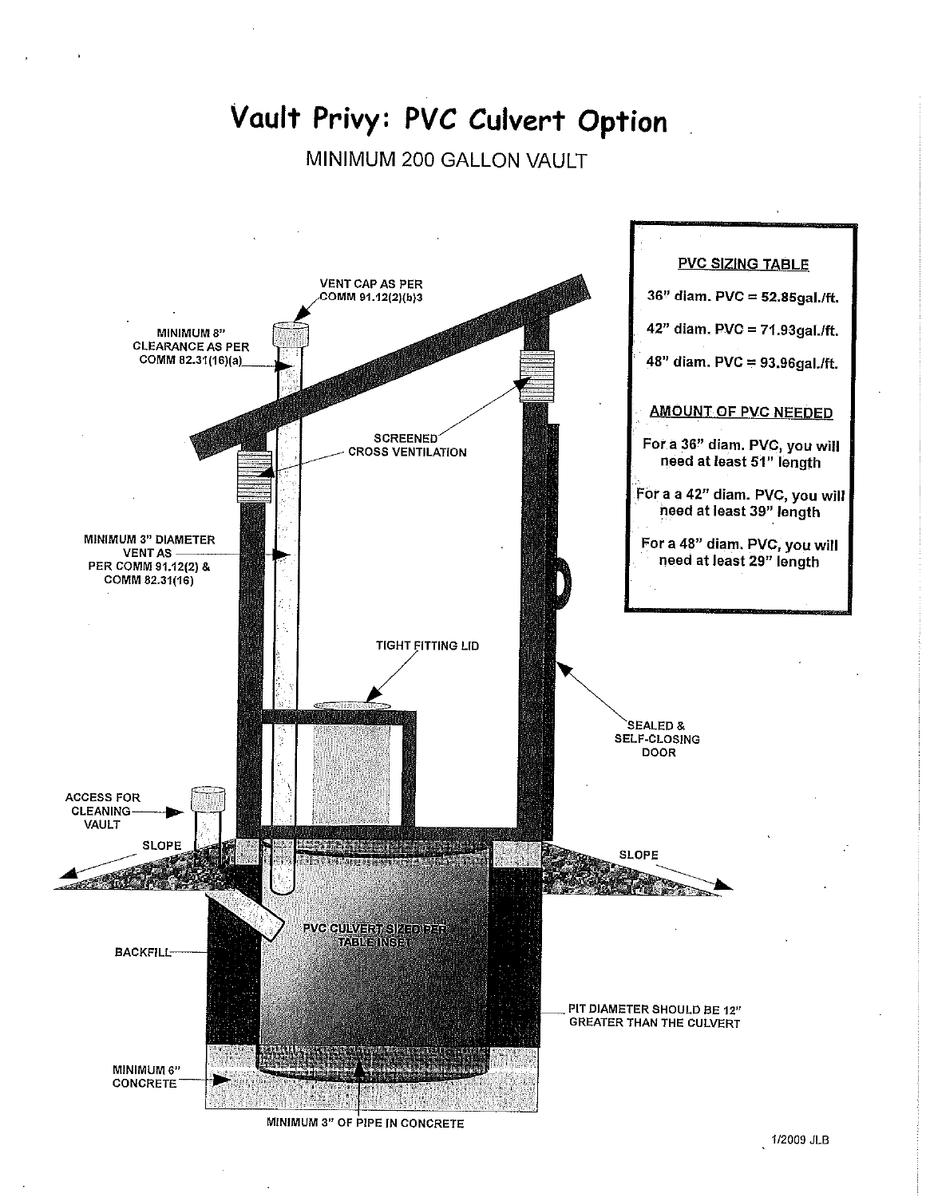# Vault Privy: PVC Culvert Option

MINIMUM 200 GALLON VAULT

VENT CAP AS PER COMM 91.12(2)(b)3

MINIMUM 8" CLEARANCE AS PER COMM 82.31(16)(a)

SCREENED CROSS VENTILATION

MINIMUM 3" DIAMETER VENT AS PER COMM 91.12(2) & COMM 82.31(16)

TIGHT FITTING LID

SEALED & SELF-CLOSING DOOR

ACCESS FOR CLEANING VAULT

SLOPE

SLOPE

BACKFILL

PVC CULVERT SIZED PER TABLE INSET

PIT DIAMETER SHOULD BE 12" GREATER THAN THE CULVERT

MINIMUM 6" CONCRETE

MINIMUM 3" OF PIPE IN CONCRETE

**PVC SIZING TABLE**

**36" diam. PVC = 52.85gal./ft.**

**42" diam. PVC = 71.93gal./ft.**

**48" diam. PVC = 93.96gal./ft.**

**AMOUNT OF PVC NEEDED**

**For a 36" diam. PVC, you will need at least 51" length**

**For a a 42" diam. PVC, you will need at least 39" length**

**For a 48" diam. PVC, you will need at least 29" length**

1/2009 JLB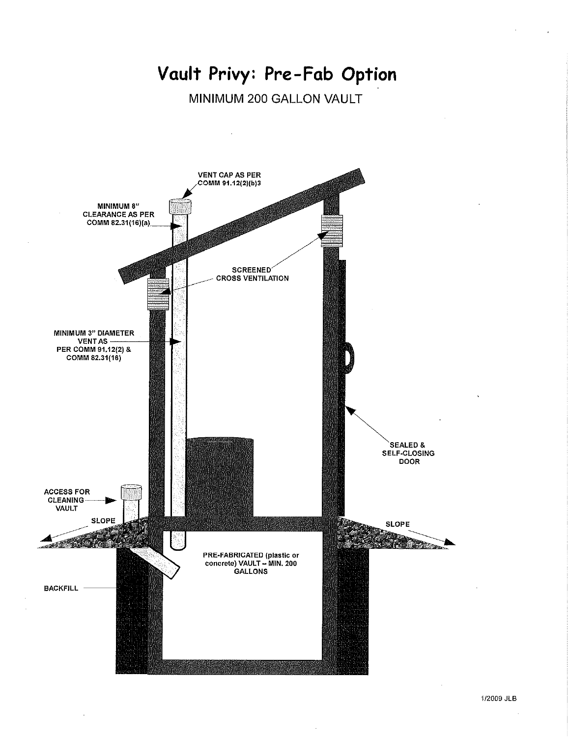# Vault Privy: Pre-Fab Option

MINIMUM 200 GALLON VAULT

VENT CAP AS PER COMM 91.12(2)(b)3

MINIMUM 8" CLEARANCE AS PER COMM 82.31(16)(a)

SCREENED CROSS VENTILATION

MINIMUM 3" DIAMETER VENT AS PER COMM 91.12(2) & COMM 82.31(16)

SEALED & SELF-CLOSING DOOR

ACCESS FOR CLEANING VAULT

SLOPE

SLOPE

PRE-FABRICATED (plastic or concrete) VAULT – MIN. 200 GALLONS

BACKFILL

1/2009 JLB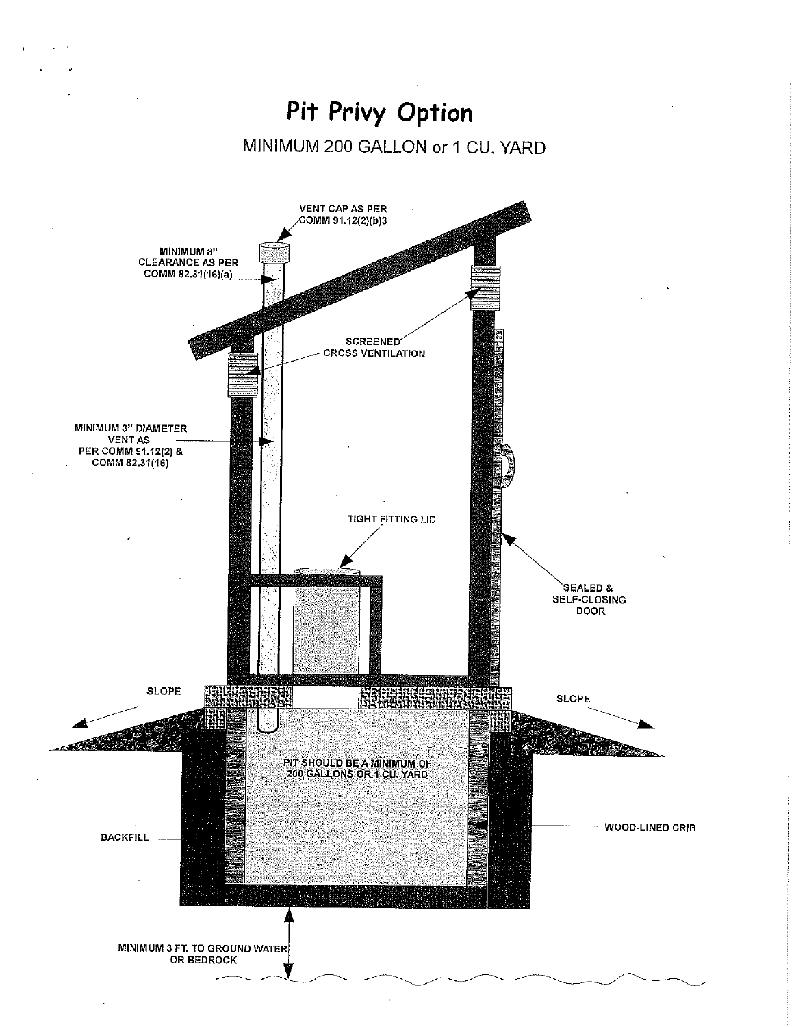# Pit Privy Option

MINIMUM 200 GALLON or 1 CU. YARD

VENT CAP AS PER COMM 91.12(2)(b)3

MINIMUM 8" CLEARANCE AS PER COMM 82.31(16)(a)

SCREENED CROSS VENTILATION

MINIMUM 3" DIAMETER VENT AS PER COMM 91.12(2) & COMM 82.31(16)

TIGHT FITTING LID

SEALED & SELF-CLOSING DOOR

SLOPE

SLOPE

PIT SHOULD BE A MINIMUM OF 200 GALLONS OR 1 CU. YARD

BACKFILL

WOOD-LINED CRIB

MINIMUM 3 FT. TO GROUND WATER OR BEDROCK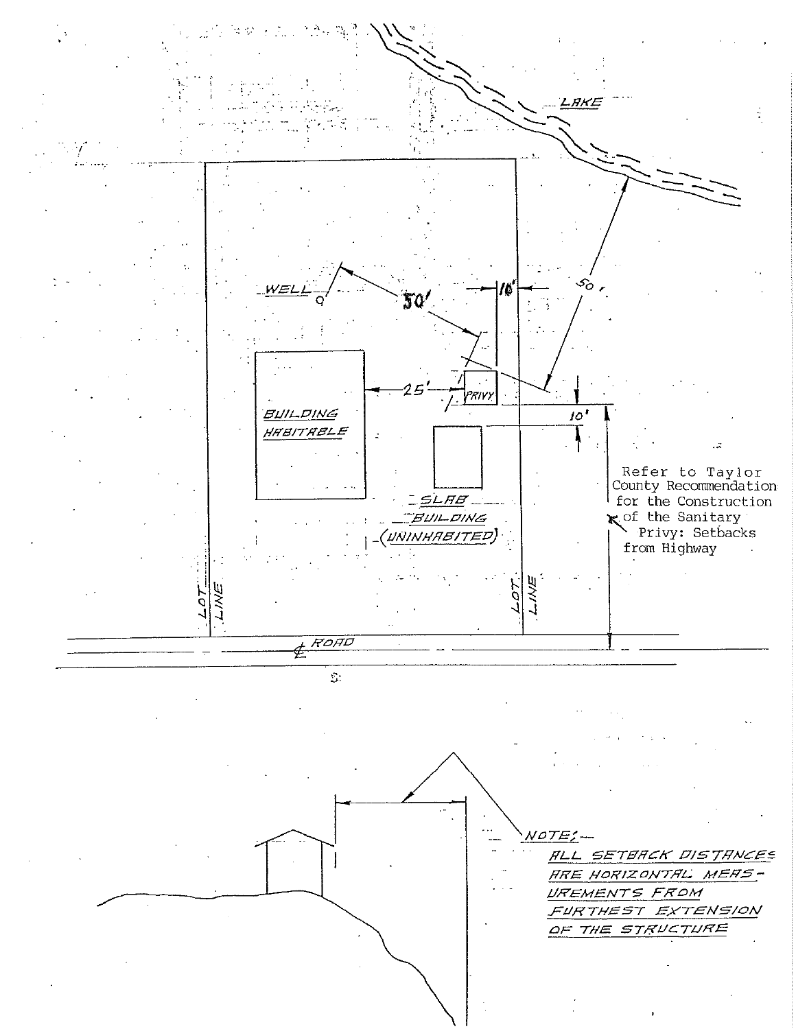LAKE

WELL

50'

10'

50'

25'

PRIVY

BUILDING HABITABLE

10'

SLAB BUILDING (UNINHABITED)

Refer to Taylor County Recommendation for the Construction of the Sanitary Privy: Setbacks from Highway

LOT LINE

LOT LINE

ROAD

NOTE: ALL SETBACK DISTANCES ARE HORIZONTAL MEASUREMENTS FROM FURTHEST EXTENSION OF THE STRUCTURE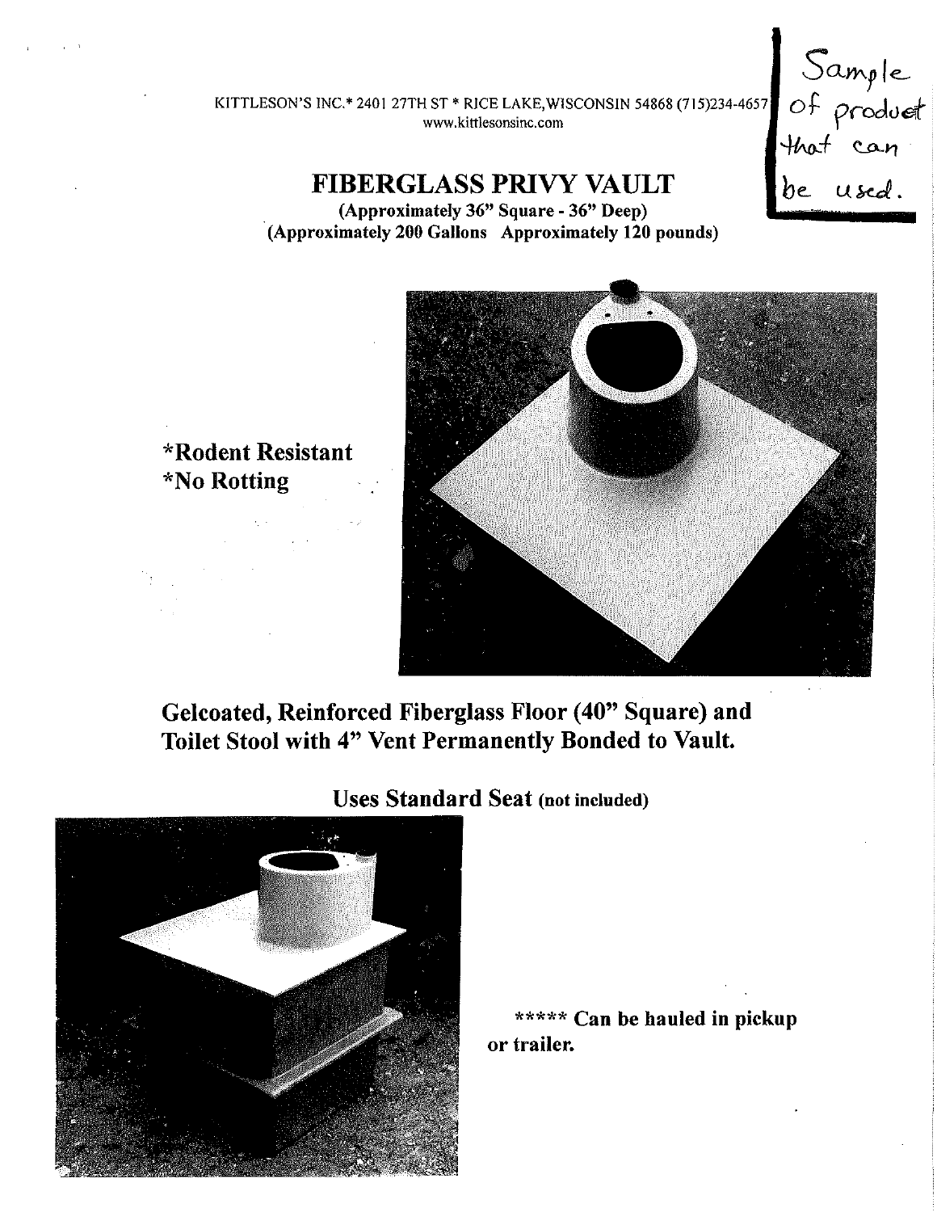KITTLESON'S INC.* 2401 27TH ST * RICE LAKE, WISCONSIN 54868 (715)234-4657
www.kittlesonsinc.com

Sample of product that can be used.

# FIBERGLASS PRIVY VAULT

**(Approximately 36" Square - 36" Deep)**
**(Approximately 200 Gallons Approximately 120 pounds)**

**\*Rodent Resistant**
**\*No Rotting**

## Gelcoated, Reinforced Fiberglass Floor (40" Square) and Toilet Stool with 4" Vent Permanently Bonded to Vault.

**Uses Standard Seat (not included)**

**\*\*\*\*\* Can be hauled in pickup or trailer.**